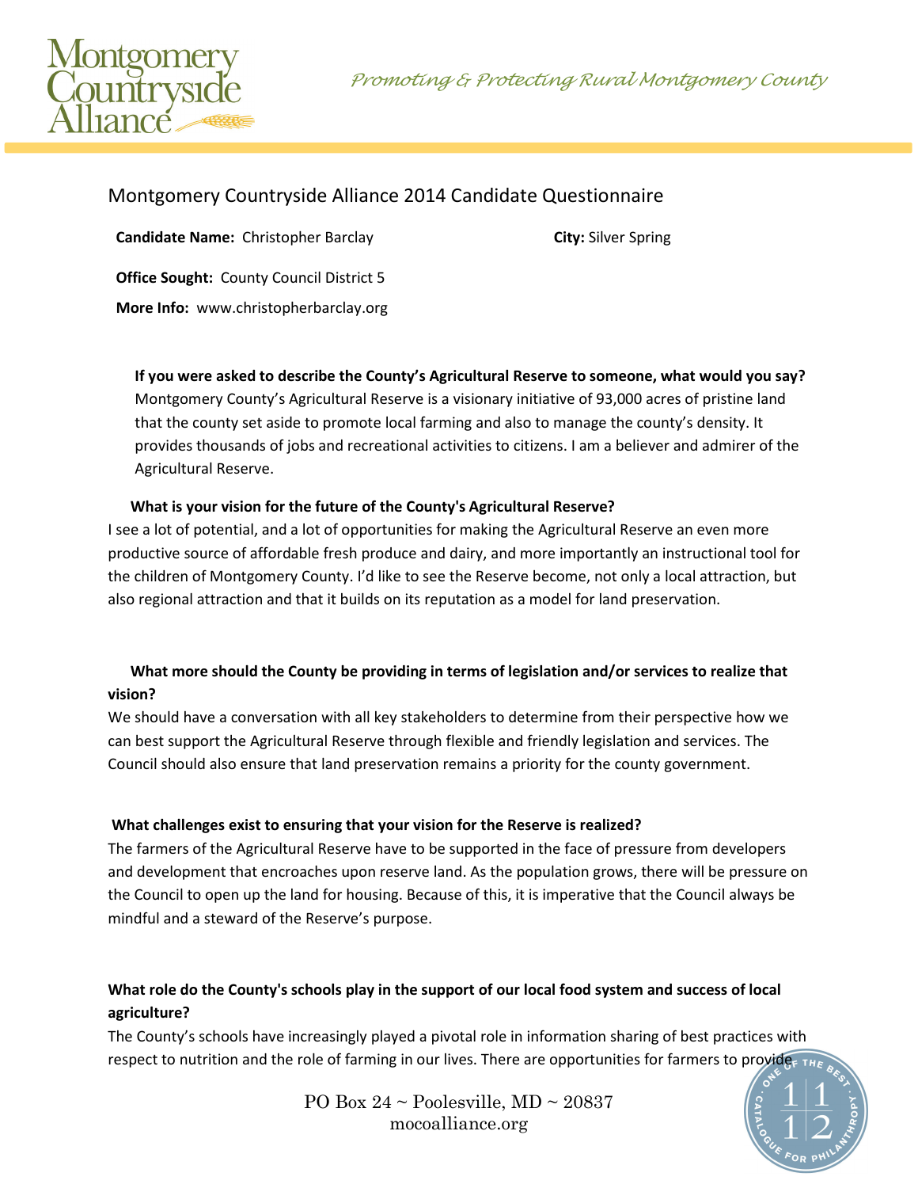# Montgomery Countryside Alliance 2014 Candidate Questionnaire

**Candidate Name:** Christopher Barclay

**City:** Silver Spring

**Office Sought:** County Council District 5

**More Info:** www.christopherbarclay.org

**If you were asked to describe the County's Agricultural Reserve to someone, what would you say?**

Montgomery County's Agricultural Reserve is a visionary initiative of 93,000 acres of pristine land that the county set aside to promote local farming and also to manage the county's density. It provides thousands of jobs and recreational activities to citizens. I am a believer and admirer of the Agricultural Reserve.

**What is your vision for the future of the County's Agricultural Reserve?**

I see a lot of potential, and a lot of opportunities for making the Agricultural Reserve an even more productive source of affordable fresh produce and dairy, and more importantly an instructional tool for the children of Montgomery County. I'd like to see the Reserve become, not only a local attraction, but also regional attraction and that it builds on its reputation as a model for land preservation.

**What more should the County be providing in terms of legislation and/or services to realize that vision?**

We should have a conversation with all key stakeholders to determine from their perspective how we can best support the Agricultural Reserve through flexible and friendly legislation and services. The Council should also ensure that land preservation remains a priority for the county government.

**What challenges exist to ensuring that your vision for the Reserve is realized?**

The farmers of the Agricultural Reserve have to be supported in the face of pressure from developers and development that encroaches upon reserve land. As the population grows, there will be pressure on the Council to open up the land for housing. Because of this, it is imperative that the Council always be mindful and a steward of the Reserve's purpose.

**What role do the County's schools play in the support of our local food system and success of local agriculture?**

The County's schools have increasingly played a pivotal role in information sharing of best practices with respect to nutrition and the role of farming in our lives. There are opportunities for farmers to provide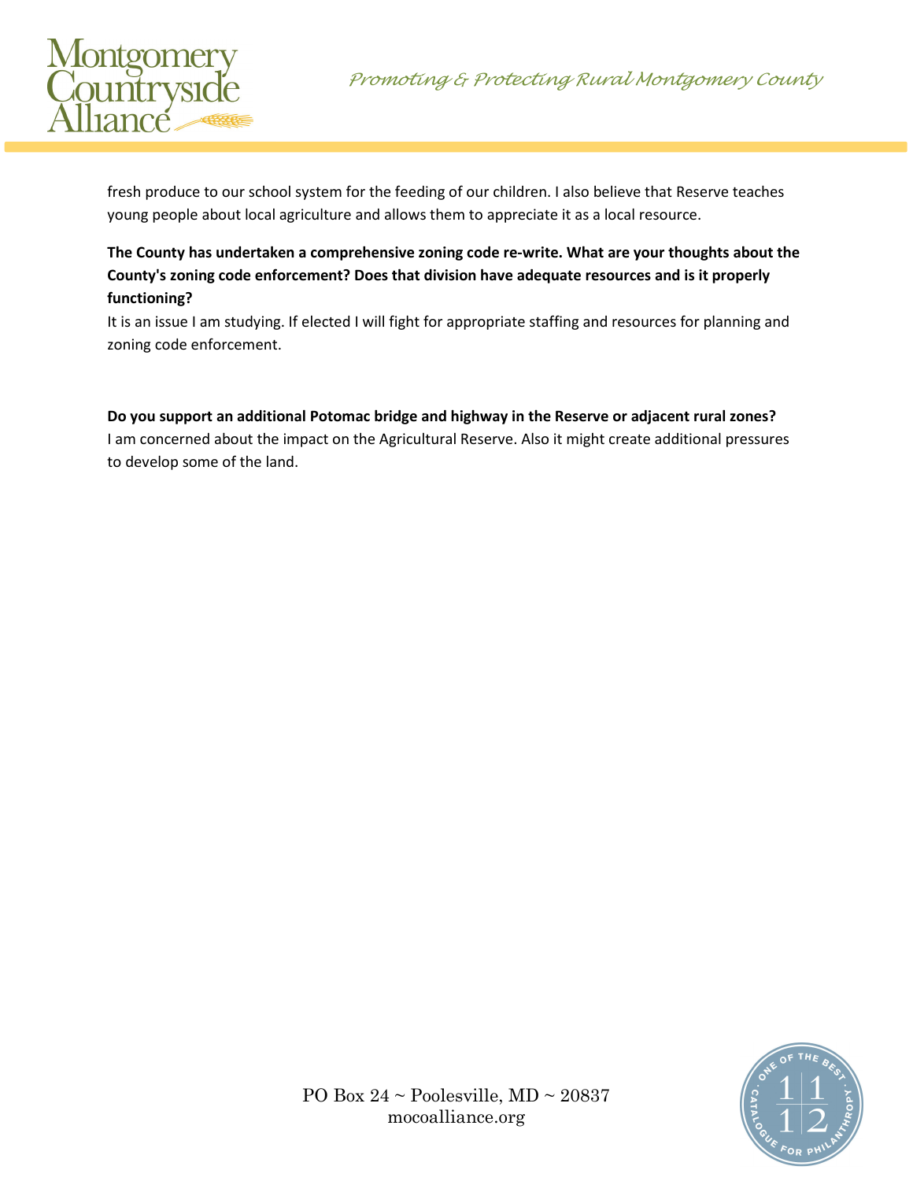fresh produce to our school system for the feeding of our children. I also believe that Reserve teaches young people about local agriculture and allows them to appreciate it as a local resource.

**The County has undertaken a comprehensive zoning code re-write. What are your thoughts about the County's zoning code enforcement? Does that division have adequate resources and is it properly functioning?**

It is an issue I am studying. If elected I will fight for appropriate staffing and resources for planning and zoning code enforcement.

**Do you support an additional Potomac bridge and highway in the Reserve or adjacent rural zones?**

I am concerned about the impact on the Agricultural Reserve. Also it might create additional pressures to develop some of the land.